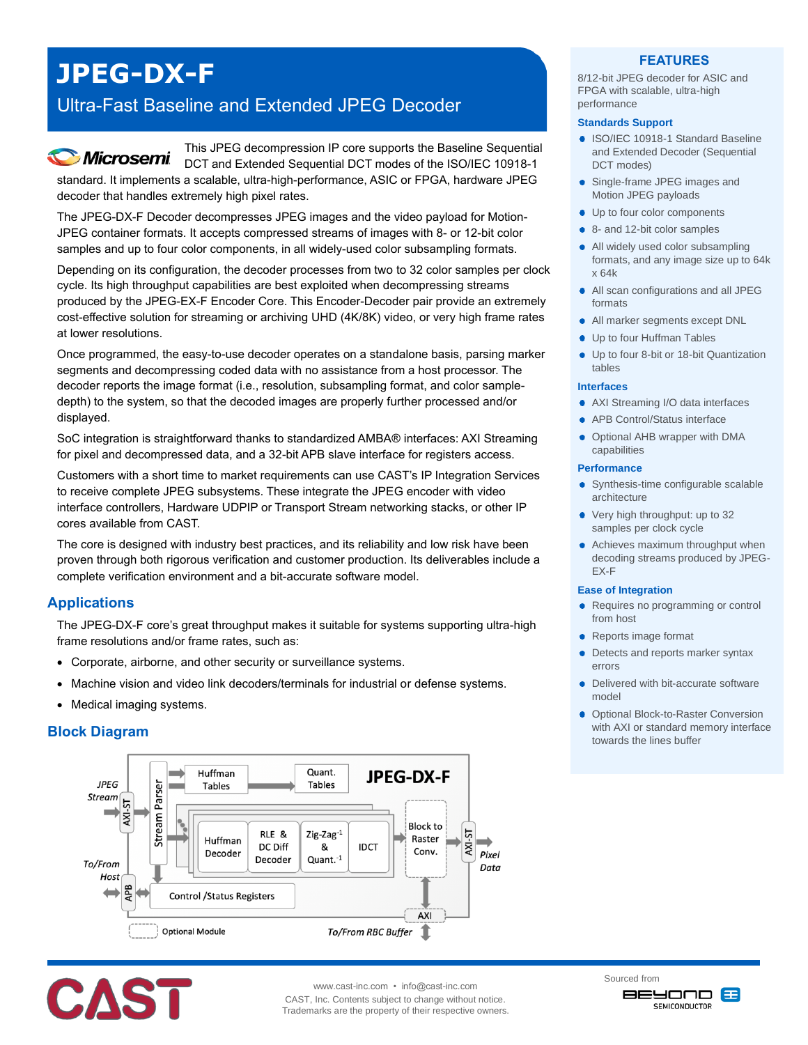# JPEG-DX-F

## Ultra-Fast Baseline and Extended JPEG Decoder

This JPEG decompression IP core supports the Baseline Sequential DCT and Extended Sequential DCT modes of the ISO/IEC 10918-1 standard. It implements a scalable, ultra-high-performance, ASIC or FPGA, hardware JPEG decoder that handles extremely high pixel rates.

The JPEG-DX-F Decoder decompresses JPEG images and the video payload for Motion-JPEG container formats. It accepts compressed streams of images with 8- or 12-bit color samples and up to four color components, in all widely-used color subsampling formats.

Depending on its configuration, the decoder processes from two to 32 color samples per clock cycle. Its high throughput capabilities are best exploited when decompressing streams produced by the JPEG-EX-F Encoder Core. This Encoder-Decoder pair provide an extremely cost-effective solution for streaming or archiving UHD (4K/8K) video, or very high frame rates at lower resolutions.

Once programmed, the easy-to-use decoder operates on a standalone basis, parsing marker segments and decompressing coded data with no assistance from a host processor. The decoder reports the image format (i.e., resolution, subsampling format, and color sample-depth) to the system, so that the decoded images are properly further processed and/or displayed.

SoC integration is straightforward thanks to standardized AMBA® interfaces: AXI Streaming for pixel and decompressed data, and a 32-bit APB slave interface for registers access.

Customers with a short time to market requirements can use CAST's IP Integration Services to receive complete JPEG subsystems. These integrate the JPEG encoder with video interface controllers, Hardware UDPIP or Transport Stream networking stacks, or other IP cores available from CAST.

The core is designed with industry best practices, and its reliability and low risk have been proven through both rigorous verification and customer production. Its deliverables include a complete verification environment and a bit-accurate software model.

## Applications

The JPEG-DX-F core's great throughput makes it suitable for systems supporting ultra-high frame resolutions and/or frame rates, such as:

- Corporate, airborne, and other security or surveillance systems.
- Machine vision and video link decoders/terminals for industrial or defense systems.
- Medical imaging systems.

## Block Diagram

JPEG-DX-F

JPEG Stream → AXI-ST → Stream Parser → Huffman Tables, Quant. Tables; Huffman Decoder → RLE & DC Diff Decoder → Zig-Zag$^{-1}$ & Quant.$^{-1}$ → IDCT → Block to Raster Conv. → AXI-ST → Pixel Data

To/From Host ↔ APB ↔ Control /Status Registers

AXI ↔ To/From RBC Buffer

Optional Module

## FEATURES

8/12-bit JPEG decoder for ASIC and FPGA with scalable, ultra-high performance

### Standards Support

- ISO/IEC 10918-1 Standard Baseline and Extended Decoder (Sequential DCT modes)
- Single-frame JPEG images and Motion JPEG payloads
- Up to four color components
- 8- and 12-bit color samples
- All widely used color subsampling formats, and any image size up to 64k x 64k
- All scan configurations and all JPEG formats
- All marker segments except DNL
- Up to four Huffman Tables
- Up to four 8-bit or 18-bit Quantization tables

### Interfaces

- AXI Streaming I/O data interfaces
- APB Control/Status interface
- Optional AHB wrapper with DMA capabilities

### Performance

- Synthesis-time configurable scalable architecture
- Very high throughput: up to 32 samples per clock cycle
- Achieves maximum throughput when decoding streams produced by JPEG-EX-F

### Ease of Integration

- Requires no programming or control from host
- Reports image format
- Detects and reports marker syntax errors
- Delivered with bit-accurate software model
- Optional Block-to-Raster Conversion with AXI or standard memory interface towards the lines buffer

www.cast-inc.com • info@cast-inc.com
CAST, Inc. Contents subject to change without notice.
Trademarks are the property of their respective owners.

Sourced from BEYOND SEMICONDUCTOR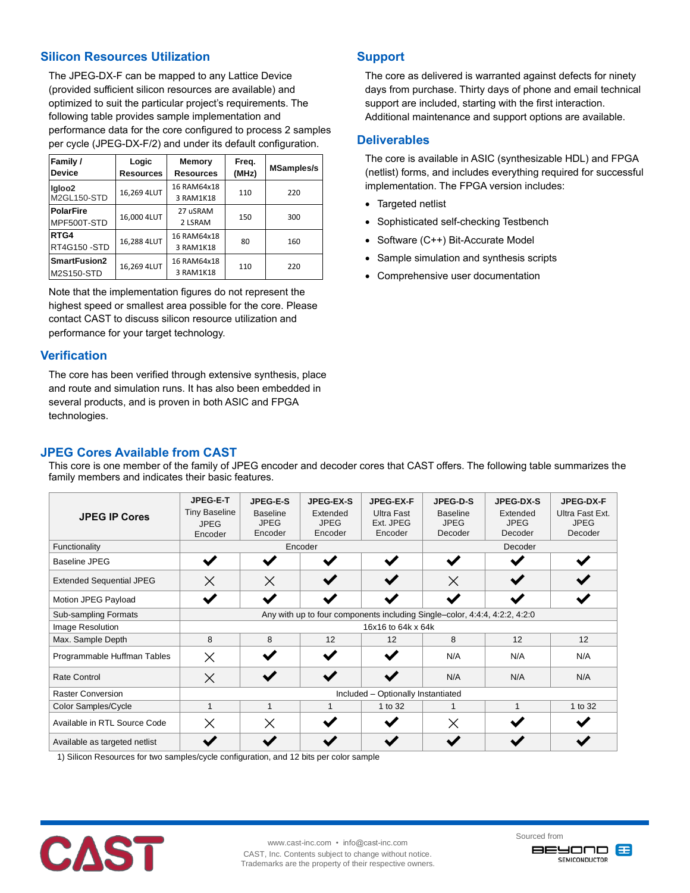## Silicon Resources Utilization

The JPEG-DX-F can be mapped to any Lattice Device (provided sufficient silicon resources are available) and optimized to suit the particular project's requirements. The following table provides sample implementation and performance data for the core configured to process 2 samples per cycle (JPEG-DX-F/2) and under its default configuration.

| Family / Device | Logic Resources | Memory Resources | Freq. (MHz) | MSamples/s |
|---|---|---|---|---|
| **Igloo2** M2GL150-STD | 16,269 4LUT | 16 RAM64x18 3 RAM1K18 | 110 | 220 |
| **PolarFire** MPF500T-STD | 16,000 4LUT | 27 uSRAM 2 LSRAM | 150 | 300 |
| **RTG4** RT4G150 -STD | 16,288 4LUT | 16 RAM64x18 3 RAM1K18 | 80 | 160 |
| **SmartFusion2** M2S150-STD | 16,269 4LUT | 16 RAM64x18 3 RAM1K18 | 110 | 220 |

Note that the implementation figures do not represent the highest speed or smallest area possible for the core. Please contact CAST to discuss silicon resource utilization and performance for your target technology.

## Verification

The core has been verified through extensive synthesis, place and route and simulation runs. It has also been embedded in several products, and is proven in both ASIC and FPGA technologies.

## Support

The core as delivered is warranted against defects for ninety days from purchase. Thirty days of phone and email technical support are included, starting with the first interaction. Additional maintenance and support options are available.

## Deliverables

The core is available in ASIC (synthesizable HDL) and FPGA (netlist) forms, and includes everything required for successful implementation. The FPGA version includes:

- Targeted netlist
- Sophisticated self-checking Testbench
- Software (C++) Bit-Accurate Model
- Sample simulation and synthesis scripts
- Comprehensive user documentation

## JPEG Cores Available from CAST

This core is one member of the family of JPEG encoder and decoder cores that CAST offers. The following table summarizes the family members and indicates their basic features.

| JPEG IP Cores | JPEG-E-T Tiny Baseline JPEG Encoder | JPEG-E-S Baseline JPEG Encoder | JPEG-EX-S Extended JPEG Encoder | JPEG-EX-F Ultra Fast Ext. JPEG Encoder | JPEG-D-S Baseline JPEG Decoder | JPEG-DX-S Extended JPEG Decoder | JPEG-DX-F Ultra Fast Ext. JPEG Decoder |
|---|---|---|---|---|---|---|---|
| Functionality | Encoder | | | | Decoder | | |
| Baseline JPEG | ✔ | ✔ | ✔ | ✔ | ✔ | ✔ | ✔ |
| Extended Sequential JPEG | ✕ | ✕ | ✔ | ✔ | ✕ | ✔ | ✔ |
| Motion JPEG Payload | ✔ | ✔ | ✔ | ✔ | ✔ | ✔ | ✔ |
| Sub-sampling Formats | Any with up to four components including Single–color, 4:4:4, 4:2:2, 4:2:0 | | | | | | |
| Image Resolution | 16x16 to 64k x 64k | | | | | | |
| Max. Sample Depth | 8 | 8 | 12 | 12 | 8 | 12 | 12 |
| Programmable Huffman Tables | ✕ | ✔ | ✔ | ✔ | N/A | N/A | N/A |
| Rate Control | ✕ | ✔ | ✔ | ✔ | N/A | N/A | N/A |
| Raster Conversion | Included – Optionally Instantiated | | | | | | |
| Color Samples/Cycle | 1 | 1 | 1 | 1 to 32 | 1 | 1 | 1 to 32 |
| Available in RTL Source Code | ✕ | ✕ | ✔ | ✔ | ✕ | ✔ | ✔ |
| Available as targeted netlist | ✔ | ✔ | ✔ | ✔ | ✔ | ✔ | ✔ |

1) Silicon Resources for two samples/cycle configuration, and 12 bits per color sample

www.cast-inc.com • info@cast-inc.com
CAST, Inc. Contents subject to change without notice.
Trademarks are the property of their respective owners.

Sourced from BEYOND SEMICONDUCTOR